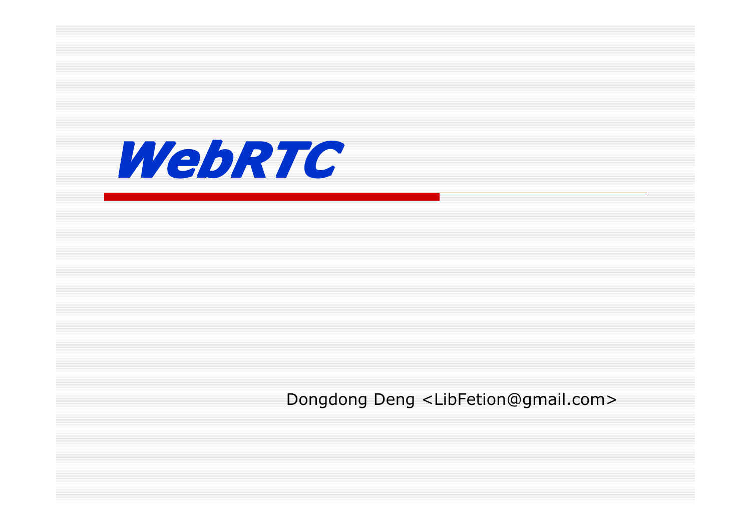# WebRTC

Dongdong Deng <LibFetion@gmail.com>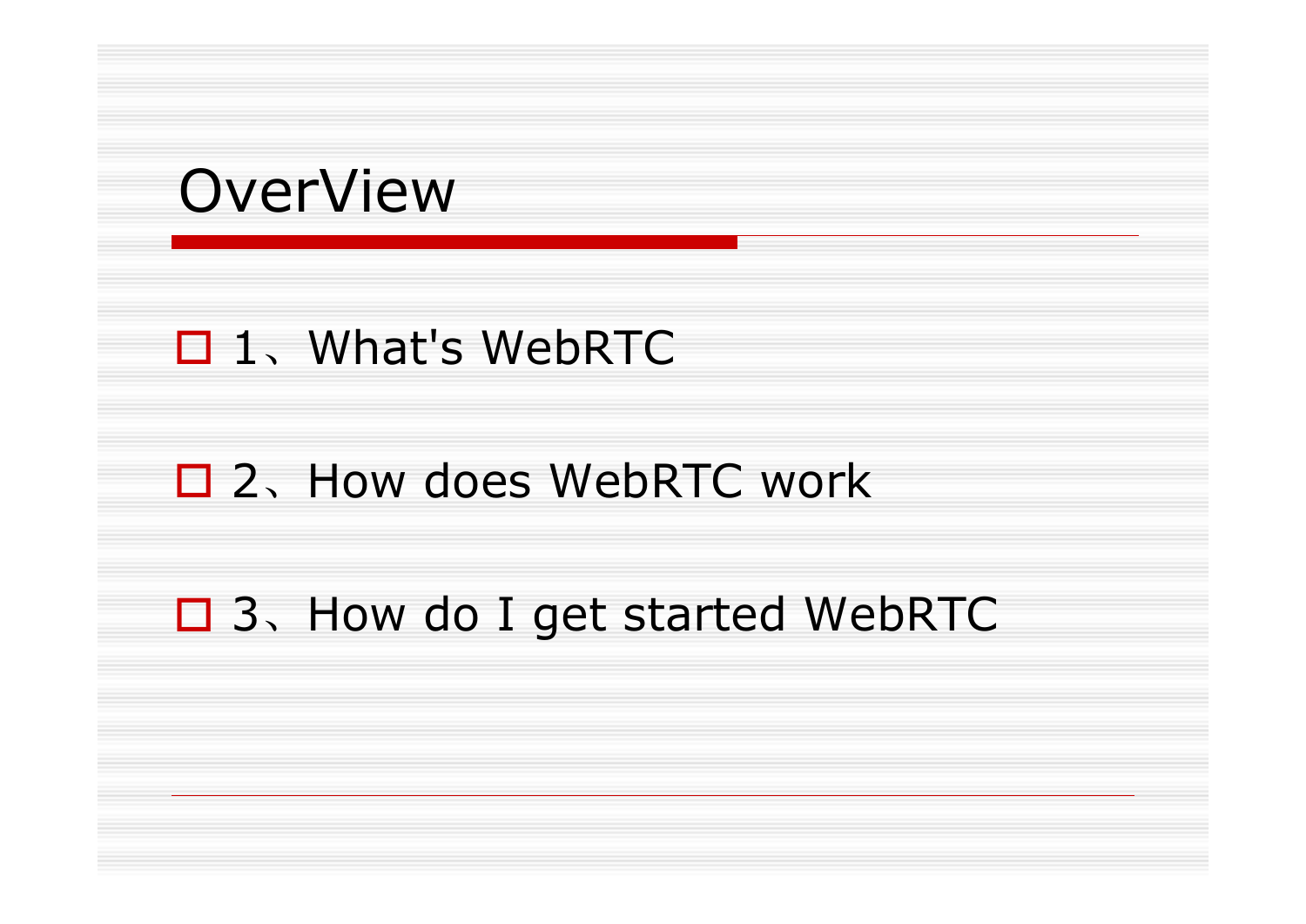# OverView

- 1、What's WebRTC
- 2、How does WebRTC work
- 3、How do I get started WebRTC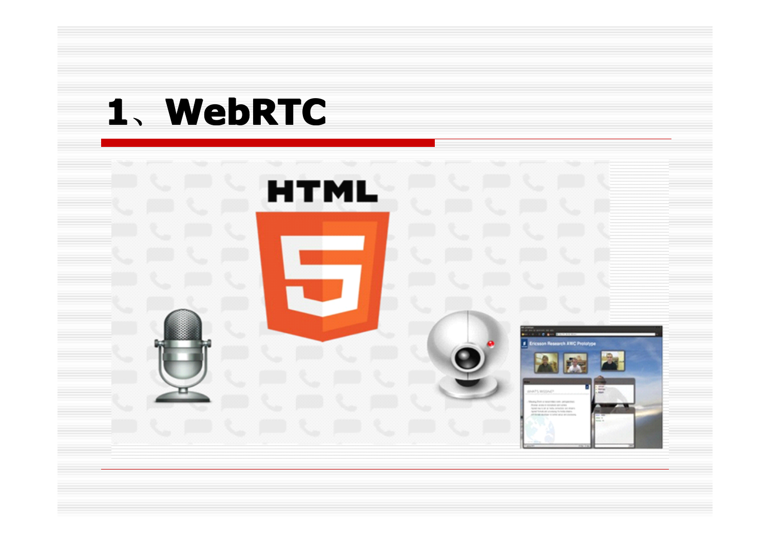# 1、WebRTC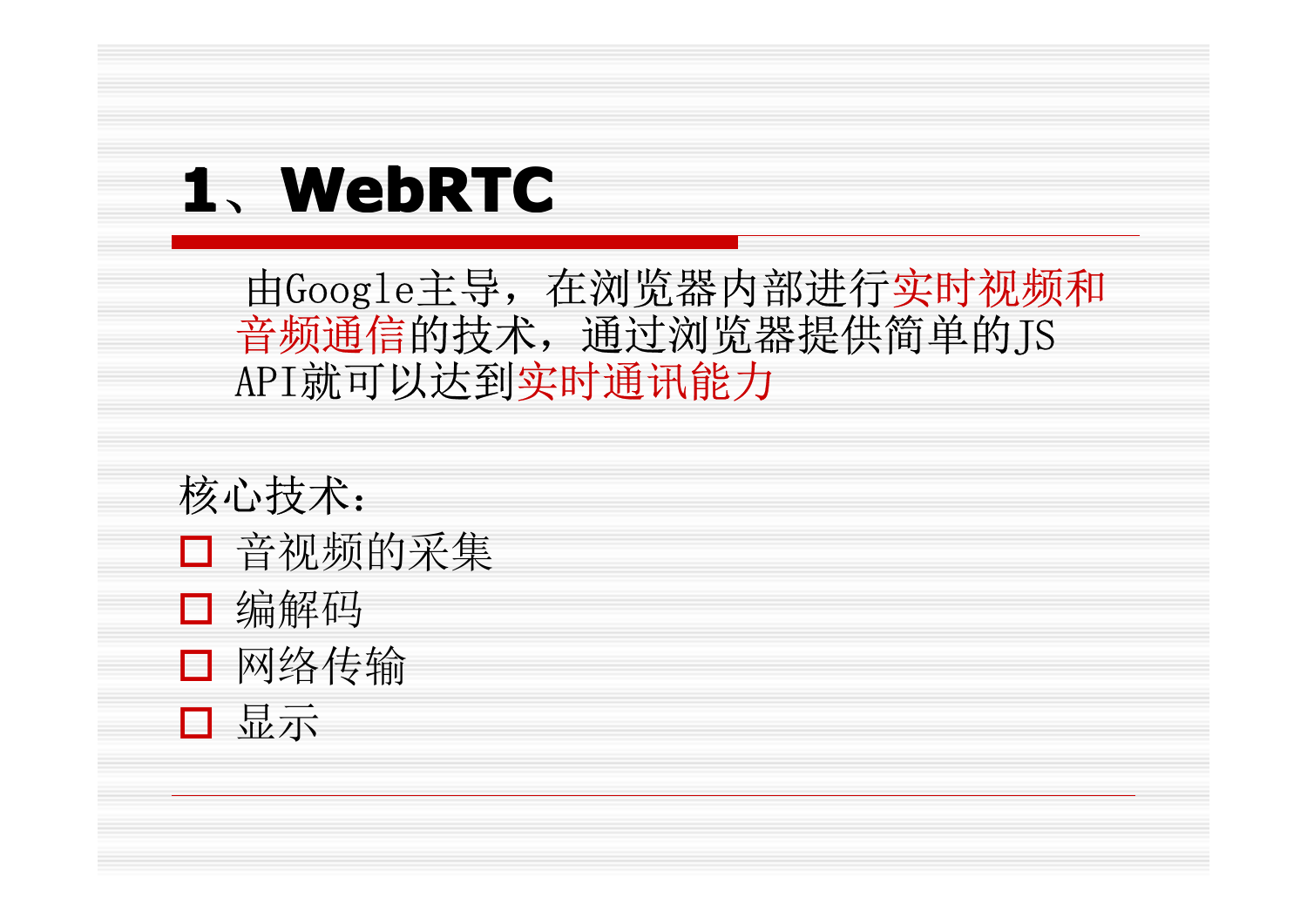# 1、WebRTC

由Google主导，在浏览器内部进行实时视频和音频通信的技术，通过浏览器提供简单的JS API就可以达到实时通讯能力

核心技术：

- 音视频的采集
- 编解码
- 网络传输
- 显示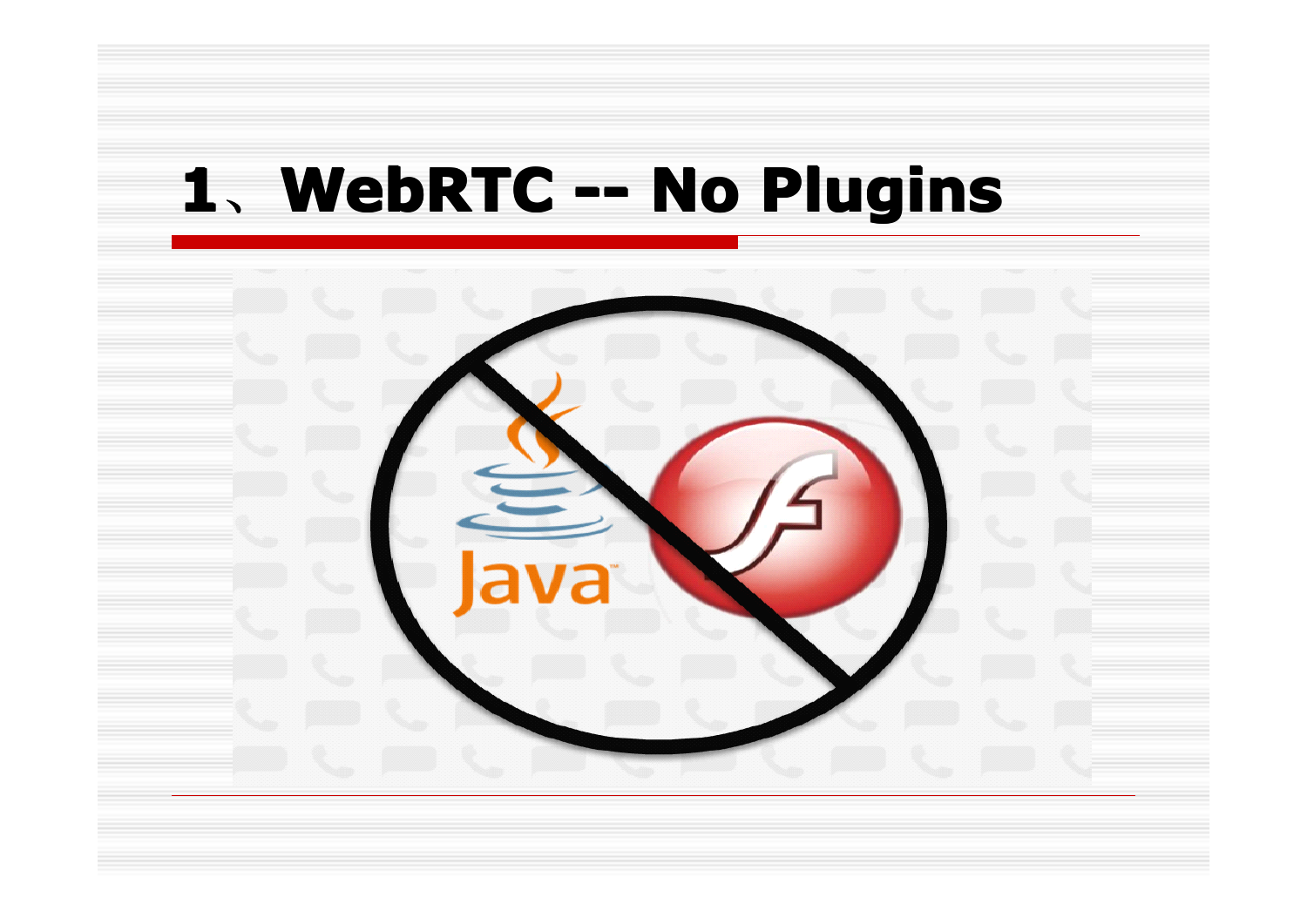# 1、WebRTC -- No Plugins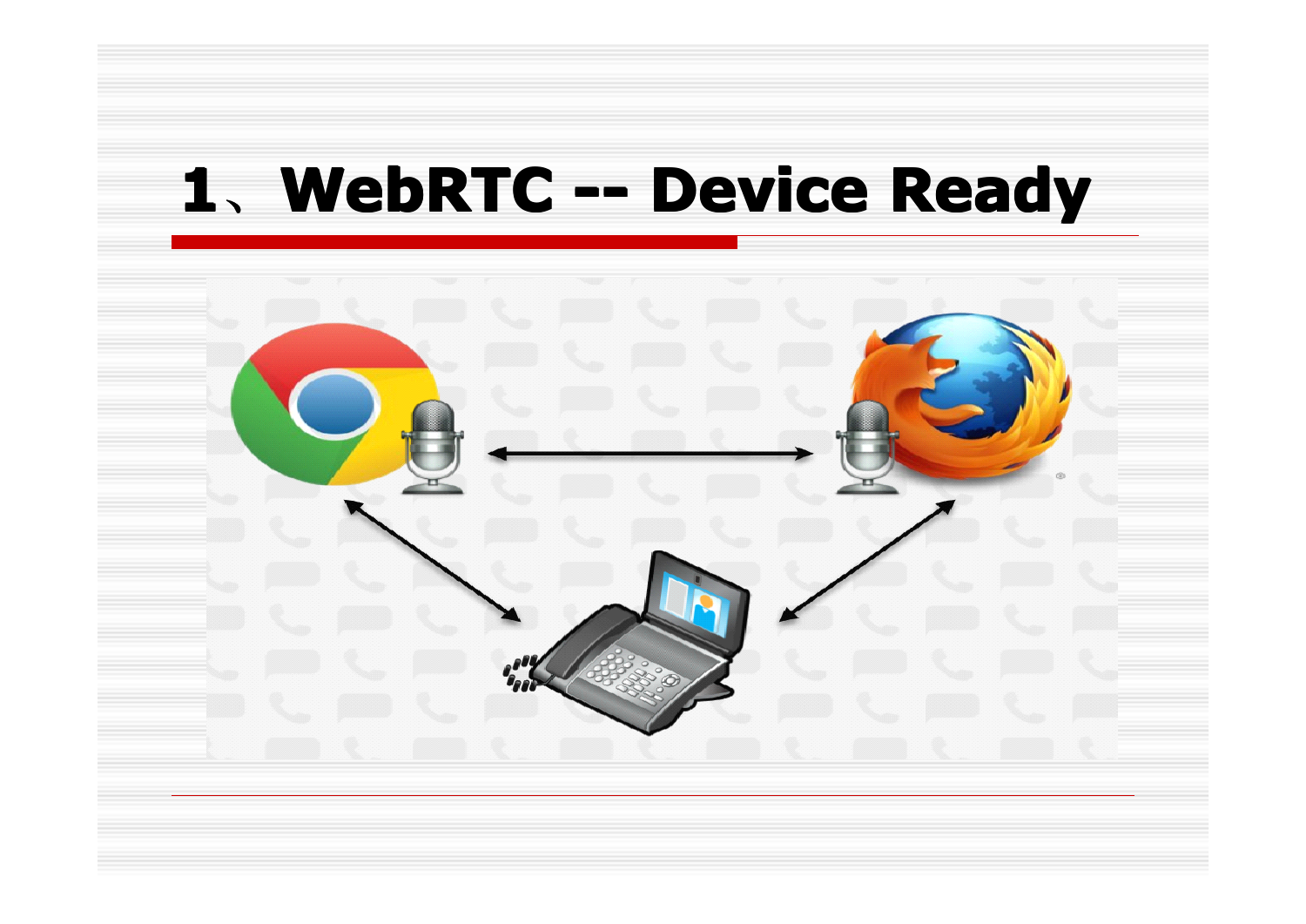# 1、WebRTC -- Device Ready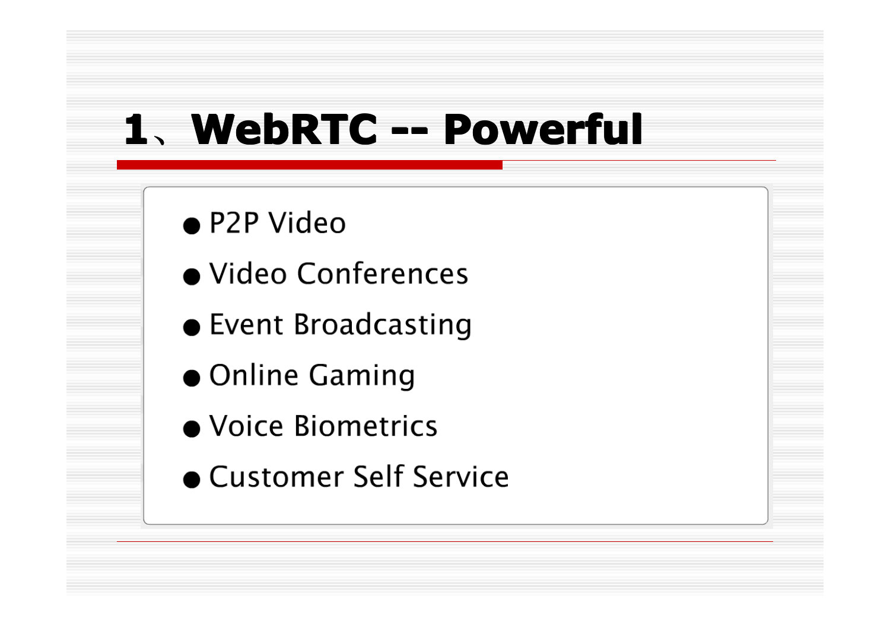# 1、WebRTC -- Powerful

- P2P Video
- Video Conferences
- Event Broadcasting
- Online Gaming
- Voice Biometrics
- Customer Self Service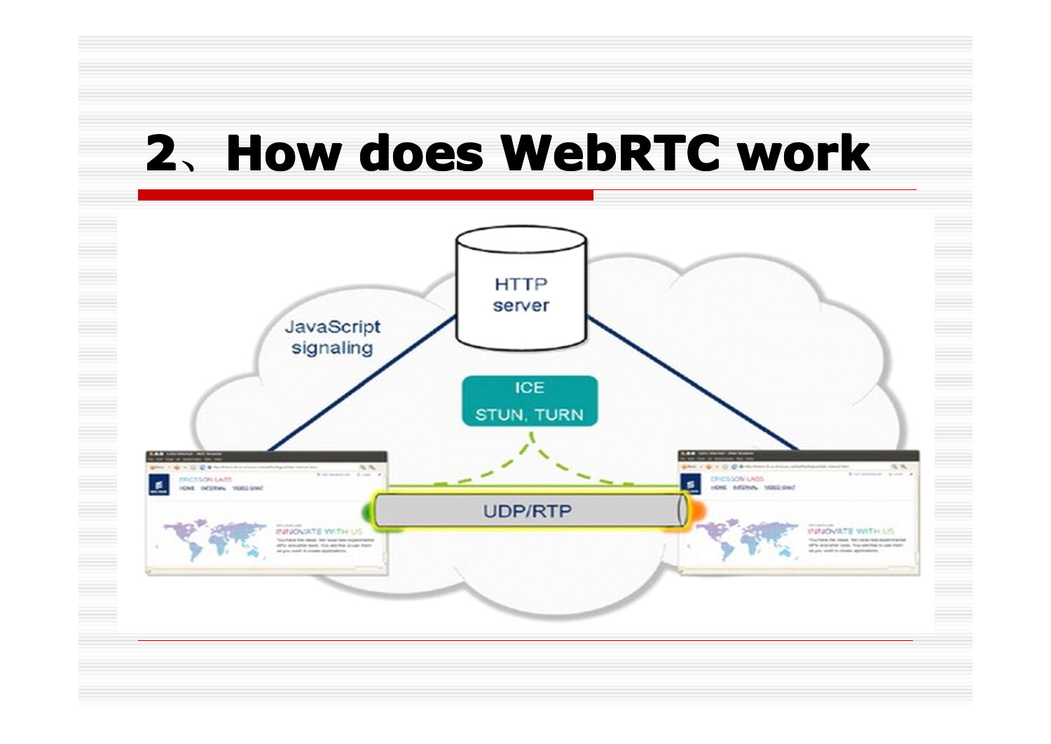# 2、How does WebRTC work

HTTP server

JavaScript signaling

ICE

STUN, TURN

UDP/RTP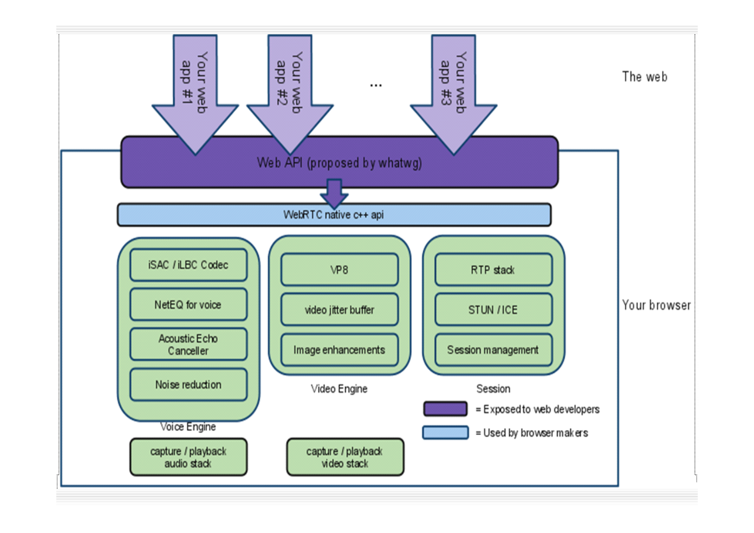The web

Your web app #1 | Your web app #2 | ... | Your web app #3

Your browser

**Web API (proposed by whatwg)**

WebRTC native c++ api

**Voice Engine**

- iSAC / iLBC Codec
- NetEQ for voice
- Acoustic Echo Canceller
- Noise reduction

**Video Engine**

- VP8
- video jitter buffer
- Image enhancements

**Session**

- RTP stack
- STUN / ICE
- Session management

capture / playback audio stack

capture / playback video stack

= Exposed to web developers

= Used by browser makers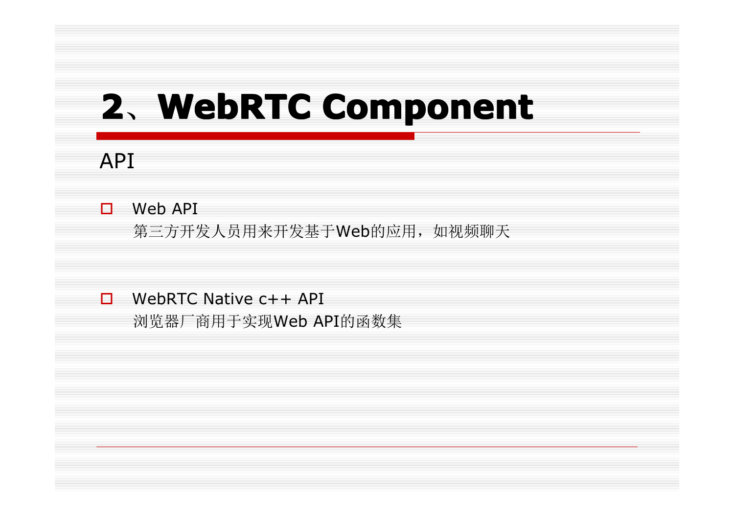# 2、WebRTC Component

## API

- Web API
  第三方开发人员用来开发基于Web的应用，如视频聊天

- WebRTC Native c++ API
  浏览器厂商用于实现Web API的函数集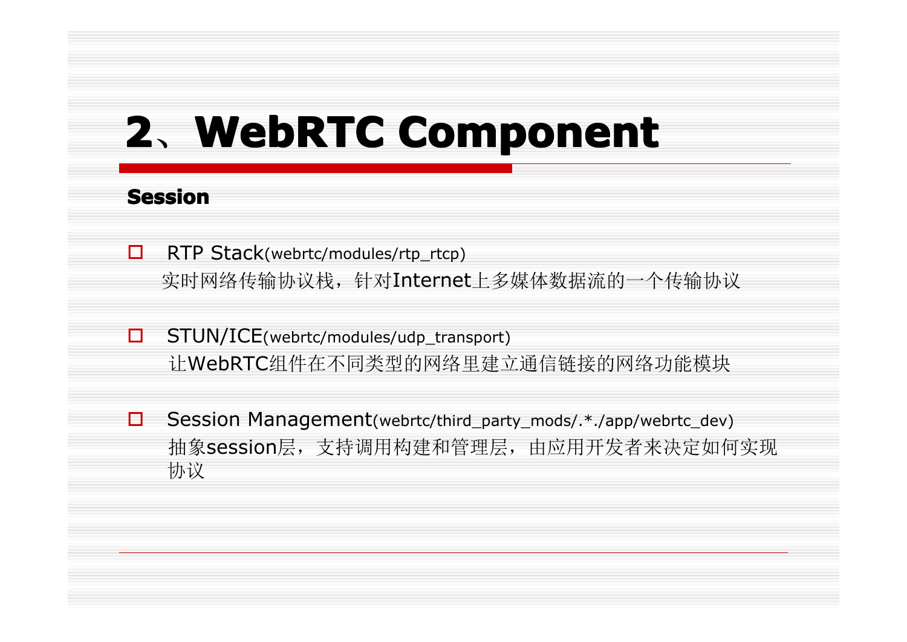# 2、WebRTC Component

**Session**

- RTP Stack(webrtc/modules/rtp_rtcp)
  实时网络传输协议栈，针对Internet上多媒体数据流的一个传输协议

- STUN/ICE(webrtc/modules/udp_transport)
  让WebRTC组件在不同类型的网络里建立通信链接的网络功能模块

- Session Management(webrtc/third_party_mods/.*./app/webrtc_dev)
  抽象session层，支持调用构建和管理层，由应用开发者来决定如何实现协议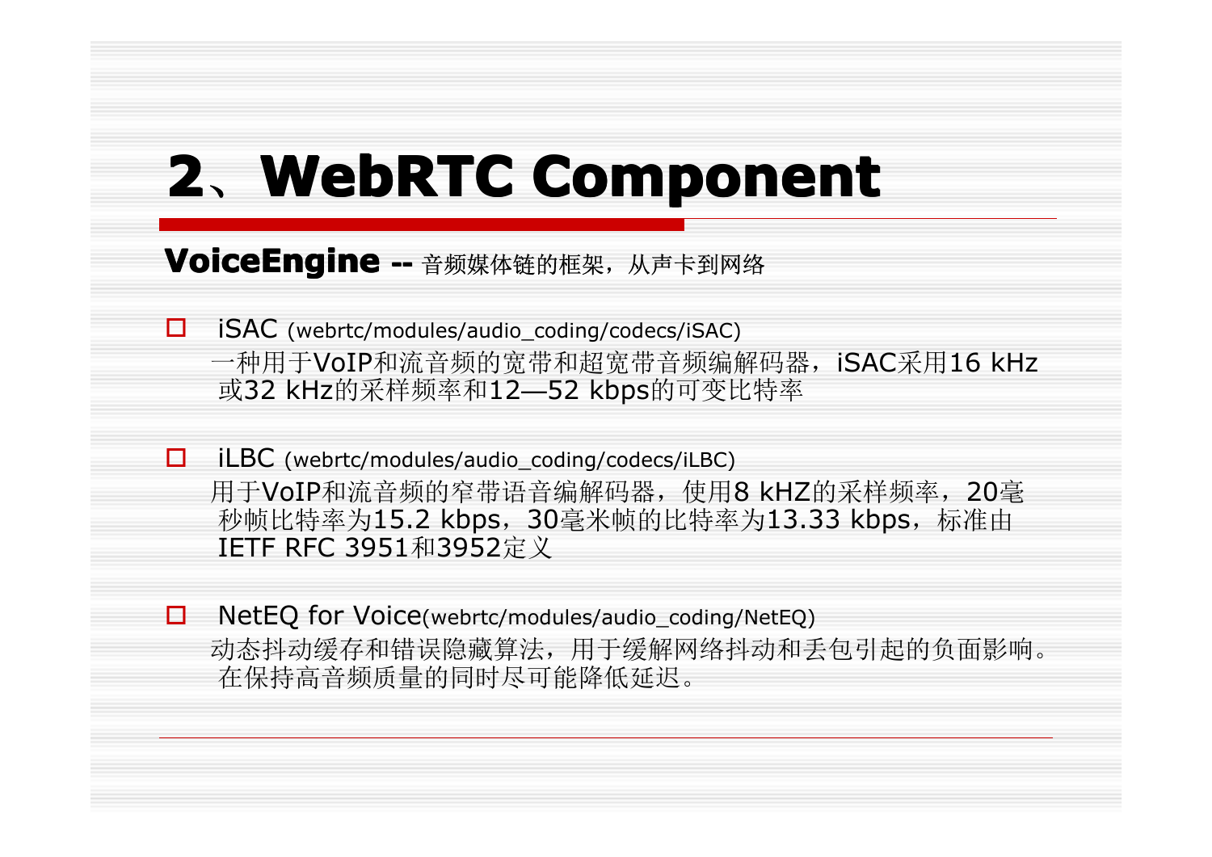# 2、WebRTC Component

**VoiceEngine --** 音频媒体链的框架，从声卡到网络

- iSAC (webrtc/modules/audio_coding/codecs/iSAC)
  一种用于VoIP和流音频的宽带和超宽带音频编解码器，iSAC采用16 kHz或32 kHz的采样频率和12—52 kbps的可变比特率

- iLBC (webrtc/modules/audio_coding/codecs/iLBC)
  用于VoIP和流音频的窄带语音编解码器，使用8 kHZ的采样频率，20毫秒帧比特率为15.2 kbps，30毫米帧的比特率为13.33 kbps，标准由IETF RFC 3951和3952定义

- NetEQ for Voice(webrtc/modules/audio_coding/NetEQ)
  动态抖动缓存和错误隐藏算法，用于缓解网络抖动和丢包引起的负面影响。在保持高音频质量的同时尽可能降低延迟。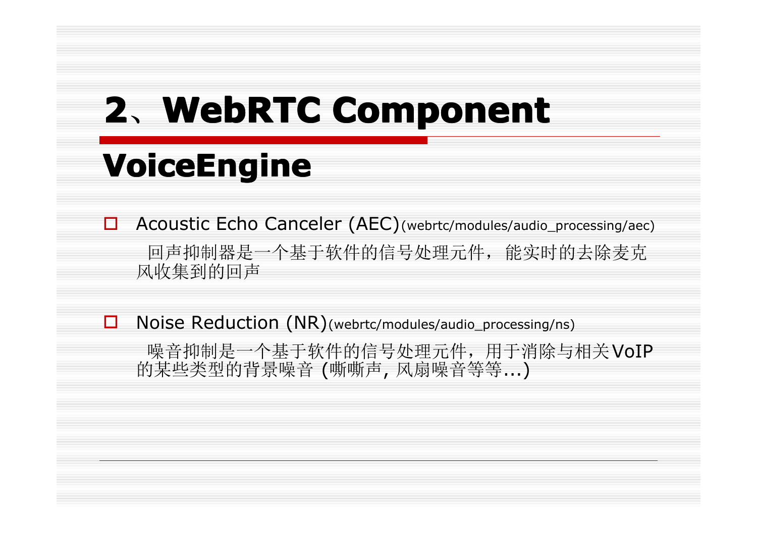# 2、WebRTC Component

## VoiceEngine

- Acoustic Echo Canceler (AEC)(webrtc/modules/audio_processing/aec)

  回声抑制器是一个基于软件的信号处理元件，能实时的去除麦克风收集到的回声

- Noise Reduction (NR)(webrtc/modules/audio_processing/ns)

  噪音抑制是一个基于软件的信号处理元件，用于消除与相关VoIP的某些类型的背景噪音 (嘶嘶声, 风扇噪音等等...)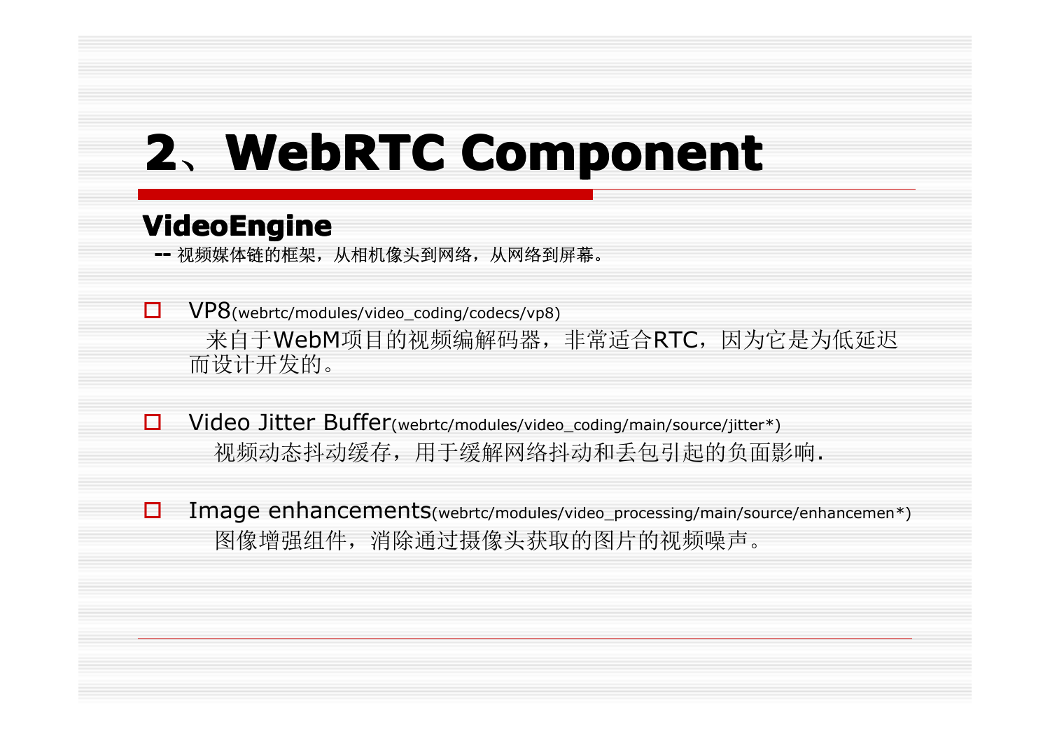# 2、WebRTC Component

## VideoEngine

-- 视频媒体链的框架，从相机像头到网络，从网络到屏幕。

- VP8(webrtc/modules/video_coding/codecs/vp8)

  来自于WebM项目的视频编解码器，非常适合RTC，因为它是为低延迟而设计开发的。

- Video Jitter Buffer(webrtc/modules/video_coding/main/source/jitter*)

  视频动态抖动缓存，用于缓解网络抖动和丢包引起的负面影响.

- Image enhancements(webrtc/modules/video_processing/main/source/enhancemen*)

  图像增强组件，消除通过摄像头获取的图片的视频噪声。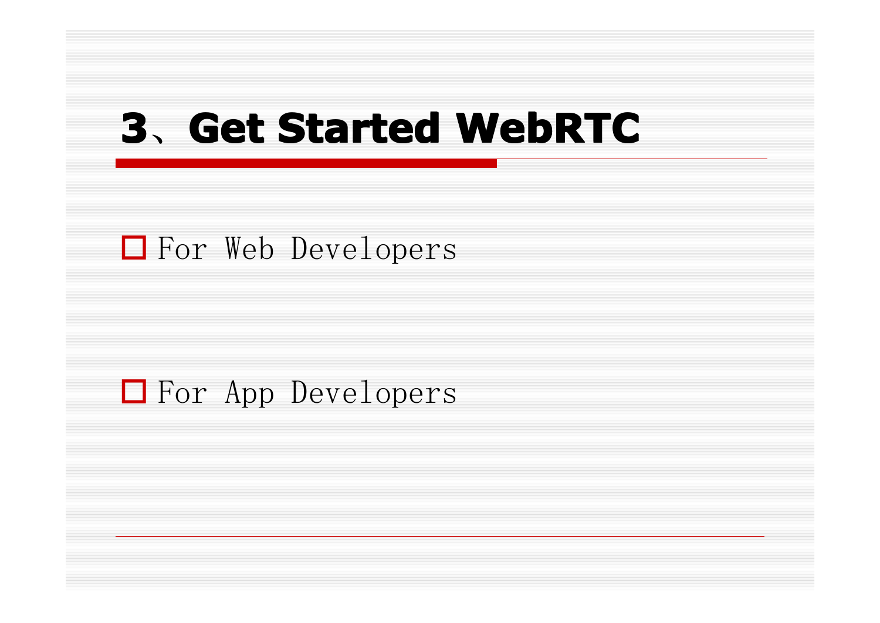# 3、Get Started WebRTC

- For Web Developers

- For App Developers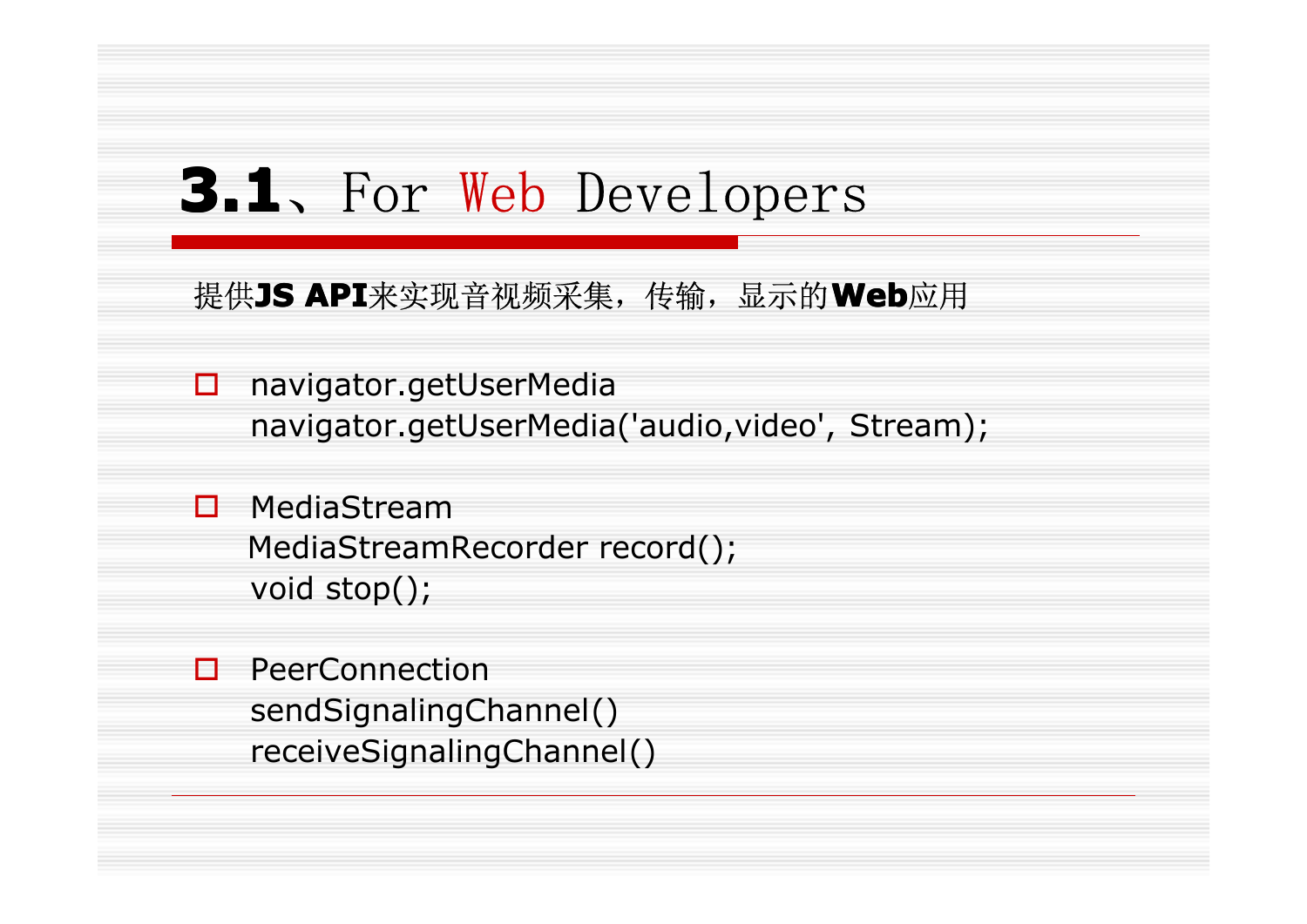# 3.1、For Web Developers

提供**JS API**来实现音视频采集，传输，显示的**Web**应用

- navigator.getUserMedia
  navigator.getUserMedia('audio,video', Stream);

- MediaStream
  MediaStreamRecorder record();
  void stop();

- PeerConnection
  sendSignalingChannel()
  receiveSignalingChannel()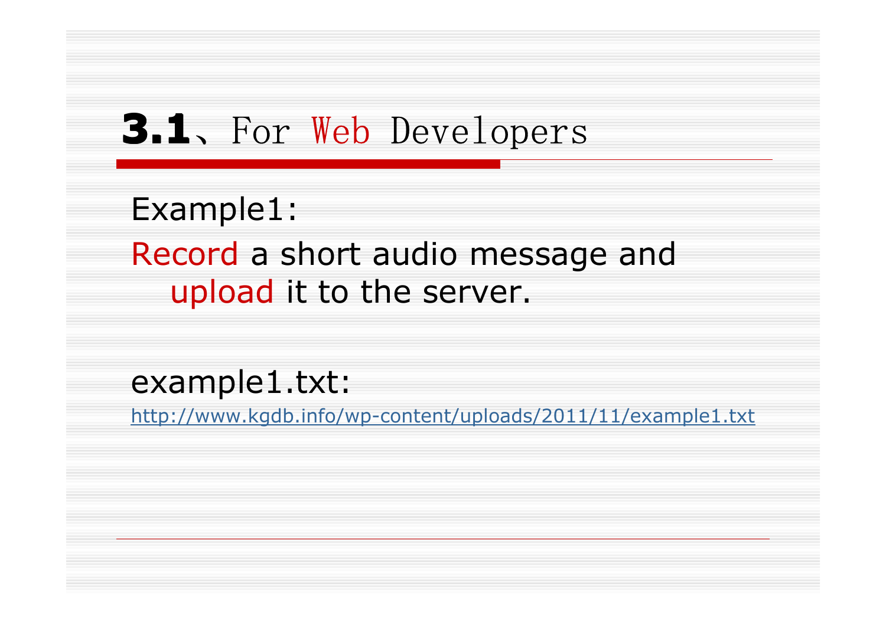# 3.1、For Web Developers

Example1:

Record a short audio message and upload it to the server.

example1.txt:

http://www.kgdb.info/wp-content/uploads/2011/11/example1.txt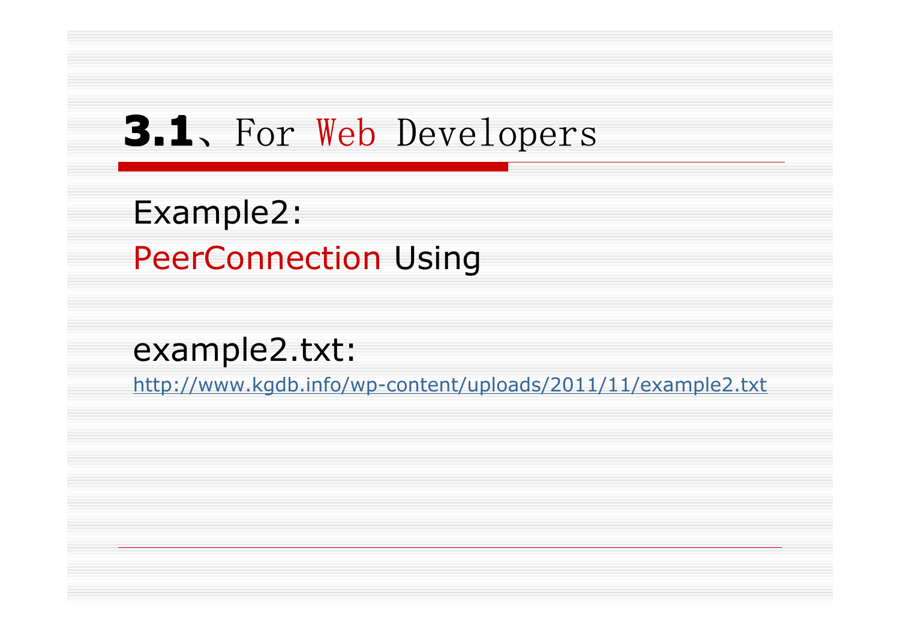# 3.1、For Web Developers

Example2:

PeerConnection Using

example2.txt:

http://www.kgdb.info/wp-content/uploads/2011/11/example2.txt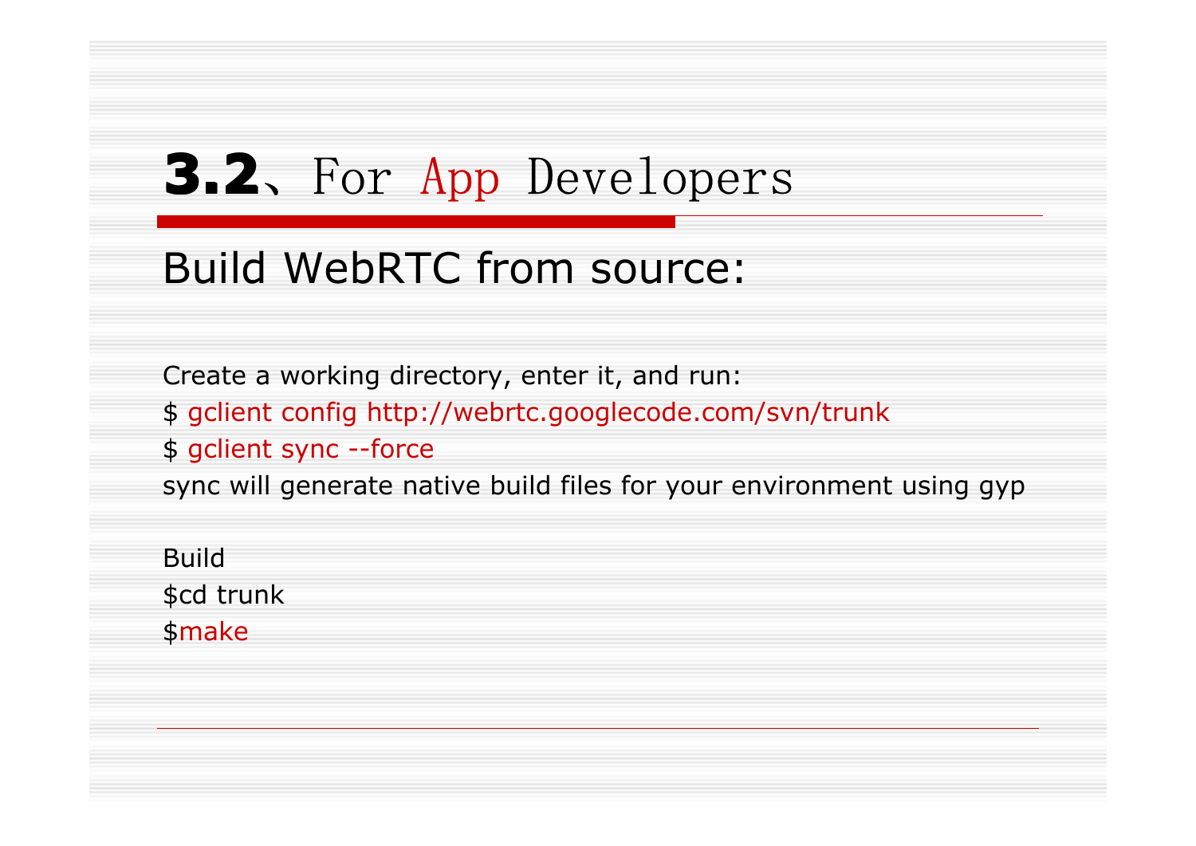# 3.2、For App Developers

## Build WebRTC from source:

Create a working directory, enter it, and run:

$ gclient config http://webrtc.googlecode.com/svn/trunk

$ gclient sync --force

sync will generate native build files for your environment using gyp

Build

$cd trunk

$make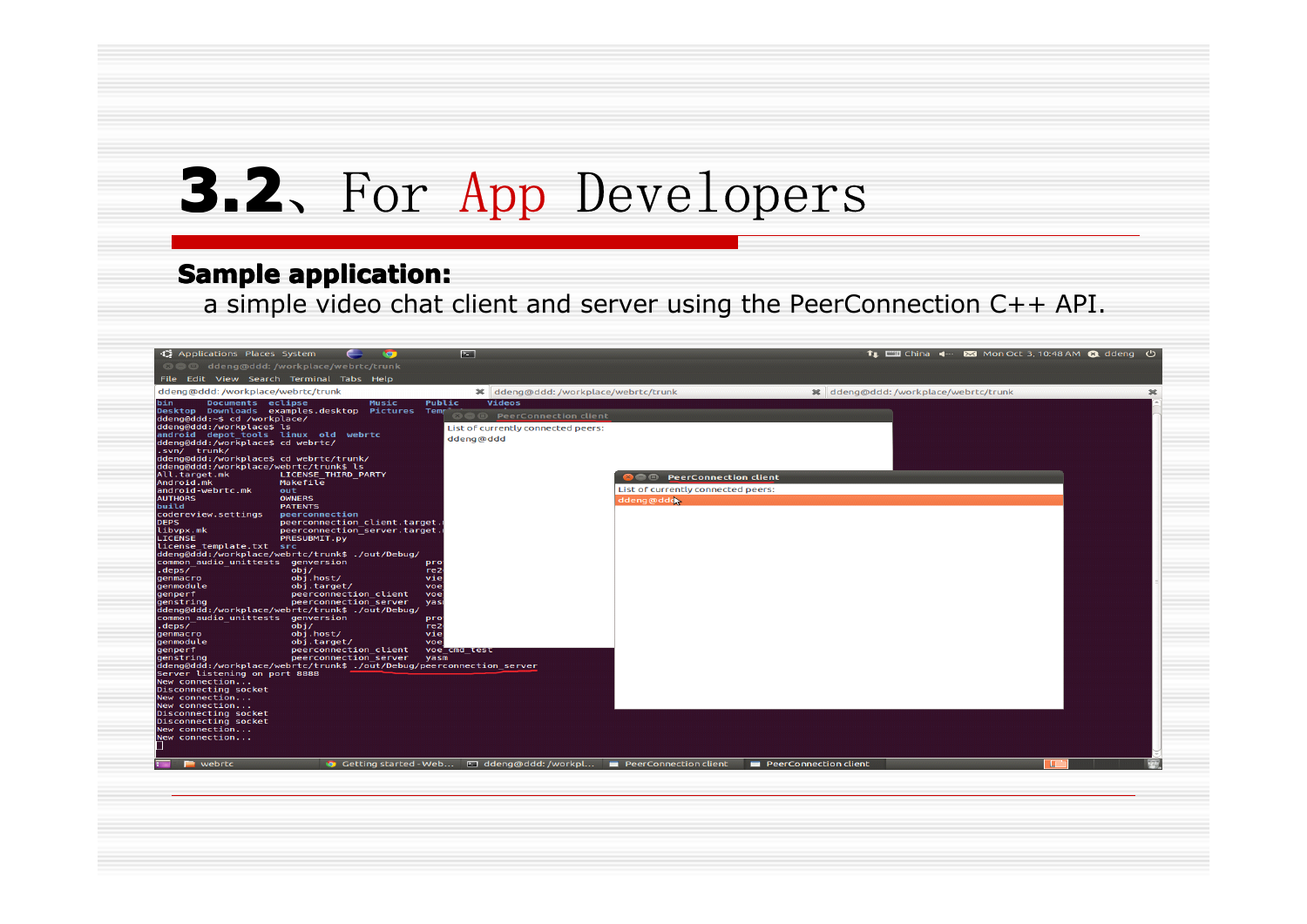# 3.2、For App Developers

**Sample application:**

a simple video chat client and server using the PeerConnection C++ API.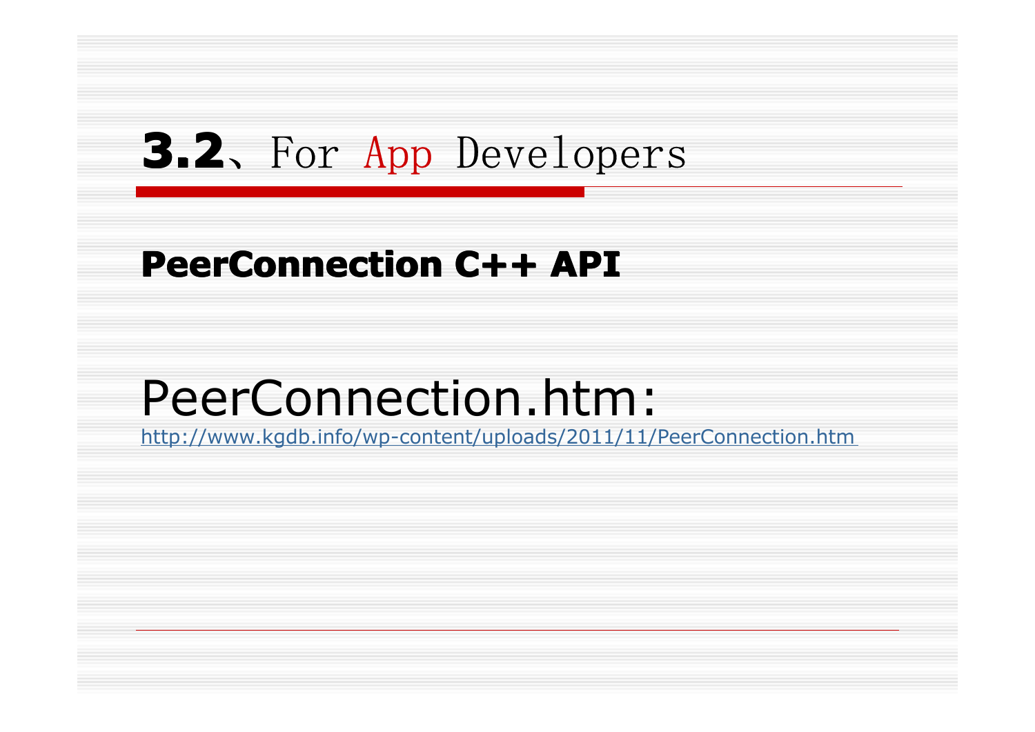# 3.2、For App Developers

**PeerConnection C++ API**

PeerConnection.htm:

http://www.kgdb.info/wp-content/uploads/2011/11/PeerConnection.htm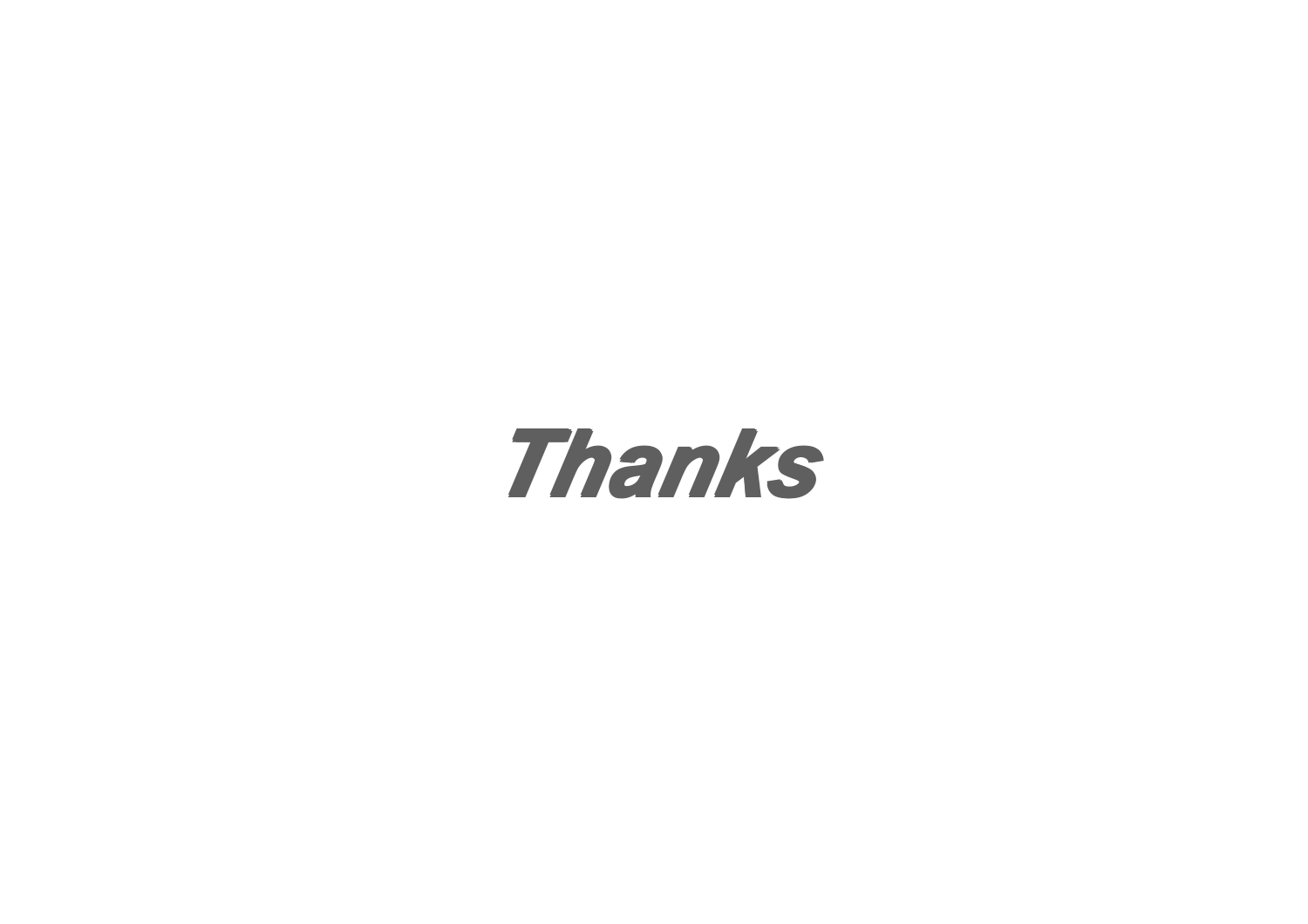# *Thanks*